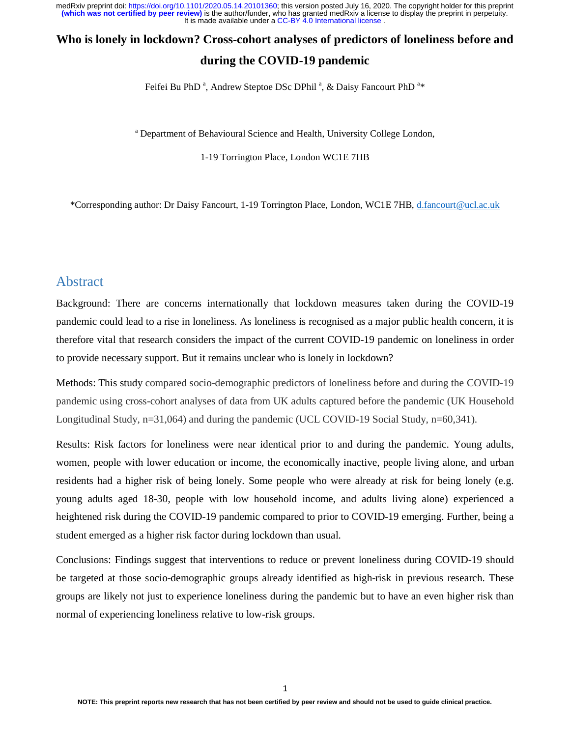# Who is lonely in lockdown? Cross-cohort analyses of predictors of loneliness before and during the COVID-19 pandemic

Feifei Bu PhD [a], Andrew Steptoe DSc DPhil [a], & Daisy Fancourt PhD [a]*

[a] Department of Behavioural Science and Health, University College London,

1-19 Torrington Place, London WC1E 7HB

*Corresponding author: Dr Daisy Fancourt, 1-19 Torrington Place, London, WC1E 7HB, d.fancourt@ucl.ac.uk

## Abstract

Background: There are concerns internationally that lockdown measures taken during the COVID-19 pandemic could lead to a rise in loneliness. As loneliness is recognised as a major public health concern, it is therefore vital that research considers the impact of the current COVID-19 pandemic on loneliness in order to provide necessary support. But it remains unclear who is lonely in lockdown?

Methods: This study compared socio-demographic predictors of loneliness before and during the COVID-19 pandemic using cross-cohort analyses of data from UK adults captured before the pandemic (UK Household Longitudinal Study, n=31,064) and during the pandemic (UCL COVID-19 Social Study, n=60,341).

Results: Risk factors for loneliness were near identical prior to and during the pandemic. Young adults, women, people with lower education or income, the economically inactive, people living alone, and urban residents had a higher risk of being lonely. Some people who were already at risk for being lonely (e.g. young adults aged 18-30, people with low household income, and adults living alone) experienced a heightened risk during the COVID-19 pandemic compared to prior to COVID-19 emerging. Further, being a student emerged as a higher risk factor during lockdown than usual.

Conclusions: Findings suggest that interventions to reduce or prevent loneliness during COVID-19 should be targeted at those socio-demographic groups already identified as high-risk in previous research. These groups are likely not just to experience loneliness during the pandemic but to have an even higher risk than normal of experiencing loneliness relative to low-risk groups.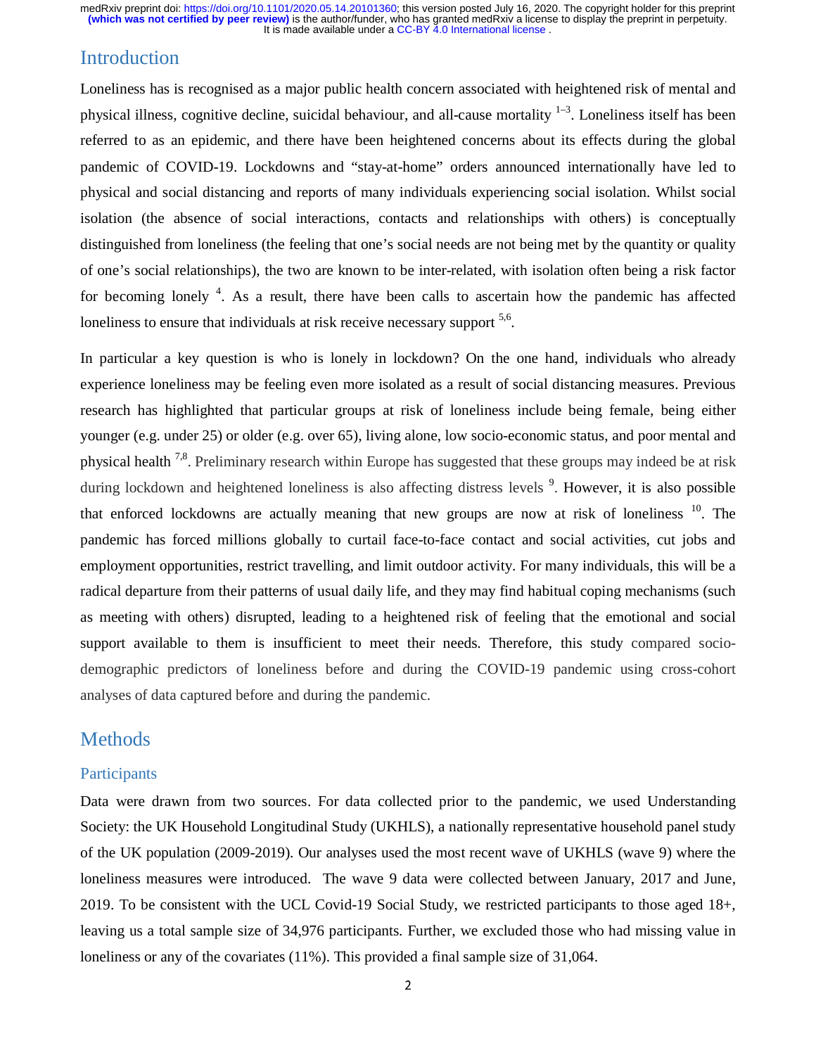## Introduction

Loneliness has is recognised as a major public health concern associated with heightened risk of mental and physical illness, cognitive decline, suicidal behaviour, and all-cause mortality [1–3]. Loneliness itself has been referred to as an epidemic, and there have been heightened concerns about its effects during the global pandemic of COVID-19. Lockdowns and "stay-at-home" orders announced internationally have led to physical and social distancing and reports of many individuals experiencing social isolation. Whilst social isolation (the absence of social interactions, contacts and relationships with others) is conceptually distinguished from loneliness (the feeling that one's social needs are not being met by the quantity or quality of one's social relationships), the two are known to be inter-related, with isolation often being a risk factor for becoming lonely [4]. As a result, there have been calls to ascertain how the pandemic has affected loneliness to ensure that individuals at risk receive necessary support [5,6].

In particular a key question is who is lonely in lockdown? On the one hand, individuals who already experience loneliness may be feeling even more isolated as a result of social distancing measures. Previous research has highlighted that particular groups at risk of loneliness include being female, being either younger (e.g. under 25) or older (e.g. over 65), living alone, low socio-economic status, and poor mental and physical health [7,8]. Preliminary research within Europe has suggested that these groups may indeed be at risk during lockdown and heightened loneliness is also affecting distress levels [9]. However, it is also possible that enforced lockdowns are actually meaning that new groups are now at risk of loneliness [10]. The pandemic has forced millions globally to curtail face-to-face contact and social activities, cut jobs and employment opportunities, restrict travelling, and limit outdoor activity. For many individuals, this will be a radical departure from their patterns of usual daily life, and they may find habitual coping mechanisms (such as meeting with others) disrupted, leading to a heightened risk of feeling that the emotional and social support available to them is insufficient to meet their needs. Therefore, this study compared socio-demographic predictors of loneliness before and during the COVID-19 pandemic using cross-cohort analyses of data captured before and during the pandemic.

## Methods

### Participants

Data were drawn from two sources. For data collected prior to the pandemic, we used Understanding Society: the UK Household Longitudinal Study (UKHLS), a nationally representative household panel study of the UK population (2009-2019). Our analyses used the most recent wave of UKHLS (wave 9) where the loneliness measures were introduced. The wave 9 data were collected between January, 2017 and June, 2019. To be consistent with the UCL Covid-19 Social Study, we restricted participants to those aged 18+, leaving us a total sample size of 34,976 participants. Further, we excluded those who had missing value in loneliness or any of the covariates (11%). This provided a final sample size of 31,064.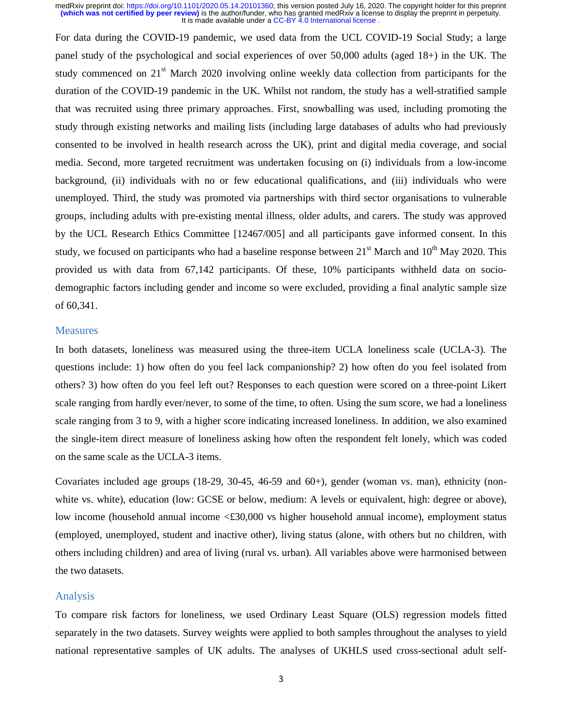For data during the COVID-19 pandemic, we used data from the UCL COVID-19 Social Study; a large panel study of the psychological and social experiences of over 50,000 adults (aged 18+) in the UK. The study commenced on 21st March 2020 involving online weekly data collection from participants for the duration of the COVID-19 pandemic in the UK. Whilst not random, the study has a well-stratified sample that was recruited using three primary approaches. First, snowballing was used, including promoting the study through existing networks and mailing lists (including large databases of adults who had previously consented to be involved in health research across the UK), print and digital media coverage, and social media. Second, more targeted recruitment was undertaken focusing on (i) individuals from a low-income background, (ii) individuals with no or few educational qualifications, and (iii) individuals who were unemployed. Third, the study was promoted via partnerships with third sector organisations to vulnerable groups, including adults with pre-existing mental illness, older adults, and carers. The study was approved by the UCL Research Ethics Committee [12467/005] and all participants gave informed consent. In this study, we focused on participants who had a baseline response between 21st March and 10th May 2020. This provided us with data from 67,142 participants. Of these, 10% participants withheld data on socio-demographic factors including gender and income so were excluded, providing a final analytic sample size of 60,341.

## Measures

In both datasets, loneliness was measured using the three-item UCLA loneliness scale (UCLA-3). The questions include: 1) how often do you feel lack companionship? 2) how often do you feel isolated from others? 3) how often do you feel left out? Responses to each question were scored on a three-point Likert scale ranging from hardly ever/never, to some of the time, to often. Using the sum score, we had a loneliness scale ranging from 3 to 9, with a higher score indicating increased loneliness. In addition, we also examined the single-item direct measure of loneliness asking how often the respondent felt lonely, which was coded on the same scale as the UCLA-3 items.

Covariates included age groups (18-29, 30-45, 46-59 and 60+), gender (woman vs. man), ethnicity (non-white vs. white), education (low: GCSE or below, medium: A levels or equivalent, high: degree or above), low income (household annual income <£30,000 vs higher household annual income), employment status (employed, unemployed, student and inactive other), living status (alone, with others but no children, with others including children) and area of living (rural vs. urban). All variables above were harmonised between the two datasets.

## Analysis

To compare risk factors for loneliness, we used Ordinary Least Square (OLS) regression models fitted separately in the two datasets. Survey weights were applied to both samples throughout the analyses to yield national representative samples of UK adults. The analyses of UKHLS used cross-sectional adult self-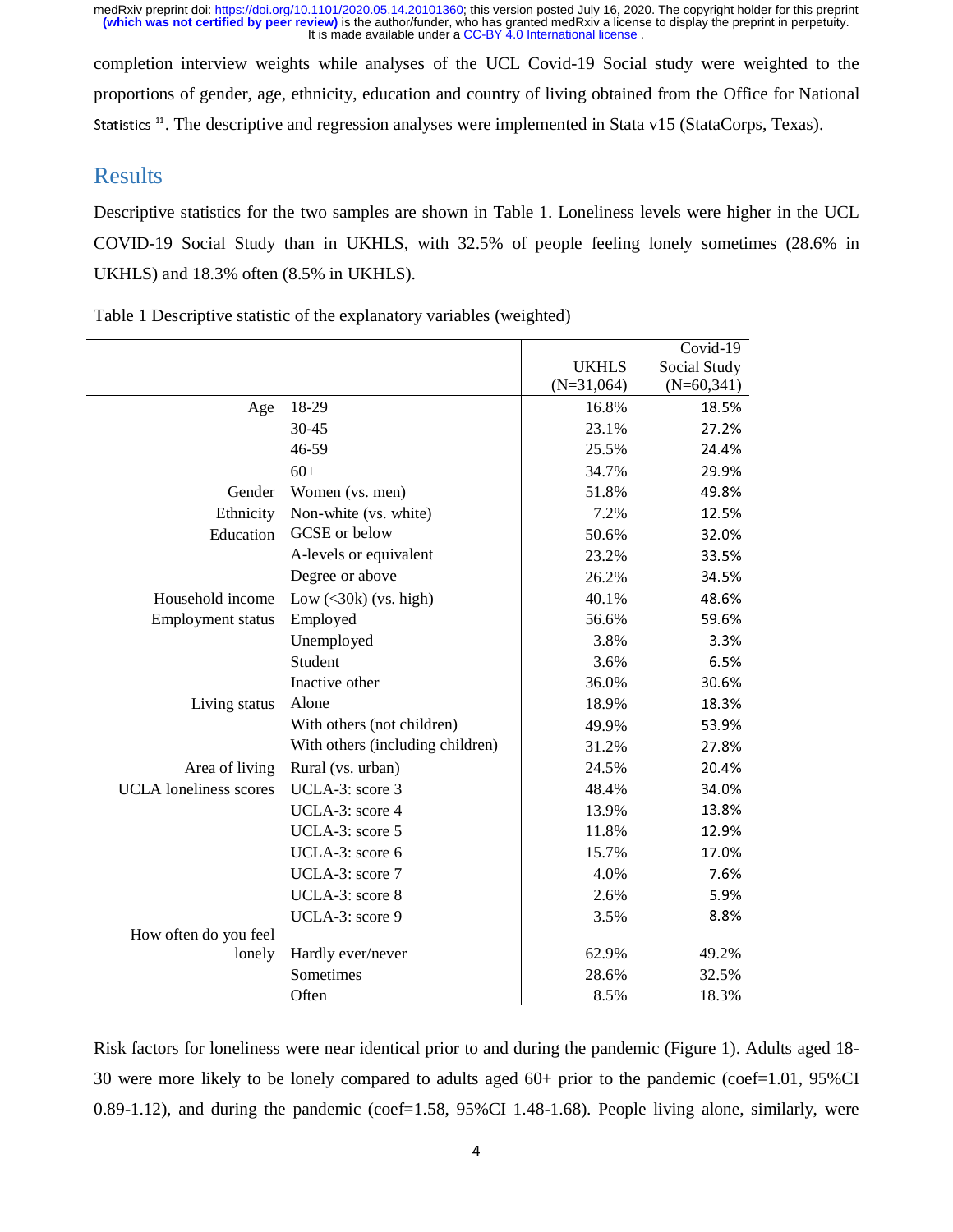completion interview weights while analyses of the UCL Covid-19 Social study were weighted to the proportions of gender, age, ethnicity, education and country of living obtained from the Office for National Statistics [11]. The descriptive and regression analyses were implemented in Stata v15 (StataCorps, Texas).

## Results

Descriptive statistics for the two samples are shown in Table 1. Loneliness levels were higher in the UCL COVID-19 Social Study than in UKHLS, with 32.5% of people feeling lonely sometimes (28.6% in UKHLS) and 18.3% often (8.5% in UKHLS).

Table 1 Descriptive statistic of the explanatory variables (weighted)

| | | UKHLS (N=31,064) | Covid-19 Social Study (N=60,341) |
|---|---|---|---|
| Age | 18-29 | 16.8% | 18.5% |
| | 30-45 | 23.1% | 27.2% |
| | 46-59 | 25.5% | 24.4% |
| | 60+ | 34.7% | 29.9% |
| Gender | Women (vs. men) | 51.8% | 49.8% |
| Ethnicity | Non-white (vs. white) | 7.2% | 12.5% |
| Education | GCSE or below | 50.6% | 32.0% |
| | A-levels or equivalent | 23.2% | 33.5% |
| | Degree or above | 26.2% | 34.5% |
| Household income | Low (<30k) (vs. high) | 40.1% | 48.6% |
| Employment status | Employed | 56.6% | 59.6% |
| | Unemployed | 3.8% | 3.3% |
| | Student | 3.6% | 6.5% |
| | Inactive other | 36.0% | 30.6% |
| Living status | Alone | 18.9% | 18.3% |
| | With others (not children) | 49.9% | 53.9% |
| | With others (including children) | 31.2% | 27.8% |
| Area of living | Rural (vs. urban) | 24.5% | 20.4% |
| UCLA loneliness scores | UCLA-3: score 3 | 48.4% | 34.0% |
| | UCLA-3: score 4 | 13.9% | 13.8% |
| | UCLA-3: score 5 | 11.8% | 12.9% |
| | UCLA-3: score 6 | 15.7% | 17.0% |
| | UCLA-3: score 7 | 4.0% | 7.6% |
| | UCLA-3: score 8 | 2.6% | 5.9% |
| | UCLA-3: score 9 | 3.5% | 8.8% |
| How often do you feel lonely | Hardly ever/never | 62.9% | 49.2% |
| | Sometimes | 28.6% | 32.5% |
| | Often | 8.5% | 18.3% |

Risk factors for loneliness were near identical prior to and during the pandemic (Figure 1). Adults aged 18-30 were more likely to be lonely compared to adults aged 60+ prior to the pandemic (coef=1.01, 95%CI 0.89-1.12), and during the pandemic (coef=1.58, 95%CI 1.48-1.68). People living alone, similarly, were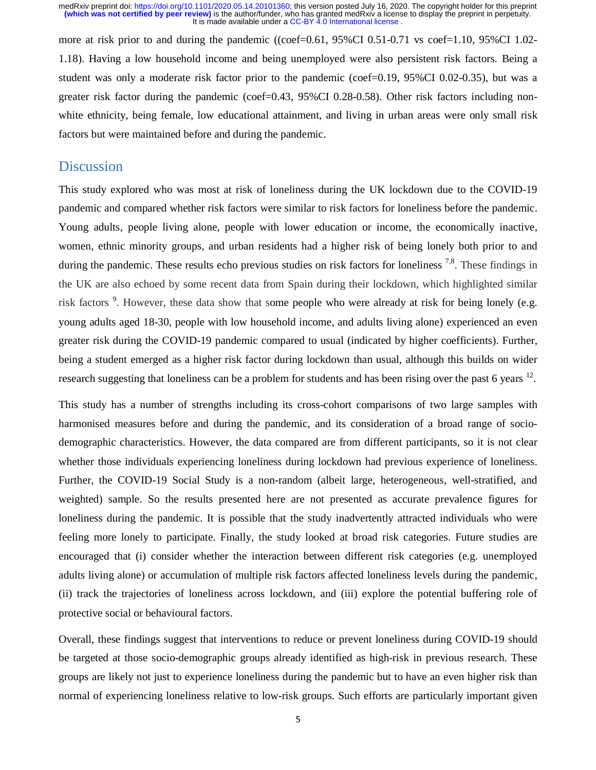more at risk prior to and during the pandemic ((coef=0.61, 95%CI 0.51-0.71 vs coef=1.10, 95%CI 1.02-1.18). Having a low household income and being unemployed were also persistent risk factors. Being a student was only a moderate risk factor prior to the pandemic (coef=0.19, 95%CI 0.02-0.35), but was a greater risk factor during the pandemic (coef=0.43, 95%CI 0.28-0.58). Other risk factors including non-white ethnicity, being female, low educational attainment, and living in urban areas were only small risk factors but were maintained before and during the pandemic.

## Discussion

This study explored who was most at risk of loneliness during the UK lockdown due to the COVID-19 pandemic and compared whether risk factors were similar to risk factors for loneliness before the pandemic. Young adults, people living alone, people with lower education or income, the economically inactive, women, ethnic minority groups, and urban residents had a higher risk of being lonely both prior to and during the pandemic. These results echo previous studies on risk factors for loneliness [7,8]. These findings in the UK are also echoed by some recent data from Spain during their lockdown, which highlighted similar risk factors [9]. However, these data show that some people who were already at risk for being lonely (e.g. young adults aged 18-30, people with low household income, and adults living alone) experienced an even greater risk during the COVID-19 pandemic compared to usual (indicated by higher coefficients). Further, being a student emerged as a higher risk factor during lockdown than usual, although this builds on wider research suggesting that loneliness can be a problem for students and has been rising over the past 6 years [12].

This study has a number of strengths including its cross-cohort comparisons of two large samples with harmonised measures before and during the pandemic, and its consideration of a broad range of socio-demographic characteristics. However, the data compared are from different participants, so it is not clear whether those individuals experiencing loneliness during lockdown had previous experience of loneliness. Further, the COVID-19 Social Study is a non-random (albeit large, heterogeneous, well-stratified, and weighted) sample. So the results presented here are not presented as accurate prevalence figures for loneliness during the pandemic. It is possible that the study inadvertently attracted individuals who were feeling more lonely to participate. Finally, the study looked at broad risk categories. Future studies are encouraged that (i) consider whether the interaction between different risk categories (e.g. unemployed adults living alone) or accumulation of multiple risk factors affected loneliness levels during the pandemic, (ii) track the trajectories of loneliness across lockdown, and (iii) explore the potential buffering role of protective social or behavioural factors.

Overall, these findings suggest that interventions to reduce or prevent loneliness during COVID-19 should be targeted at those socio-demographic groups already identified as high-risk in previous research. These groups are likely not just to experience loneliness during the pandemic but to have an even higher risk than normal of experiencing loneliness relative to low-risk groups. Such efforts are particularly important given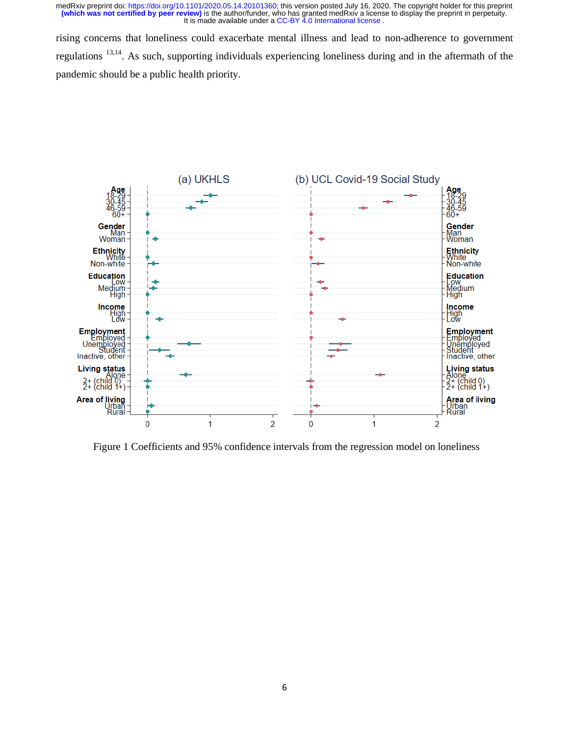rising concerns that loneliness could exacerbate mental illness and lead to non-adherence to government regulations [13,14]. As such, supporting individuals experiencing loneliness during and in the aftermath of the pandemic should be a public health priority.

Figure 1 Coefficients and 95% confidence intervals from the regression model on loneliness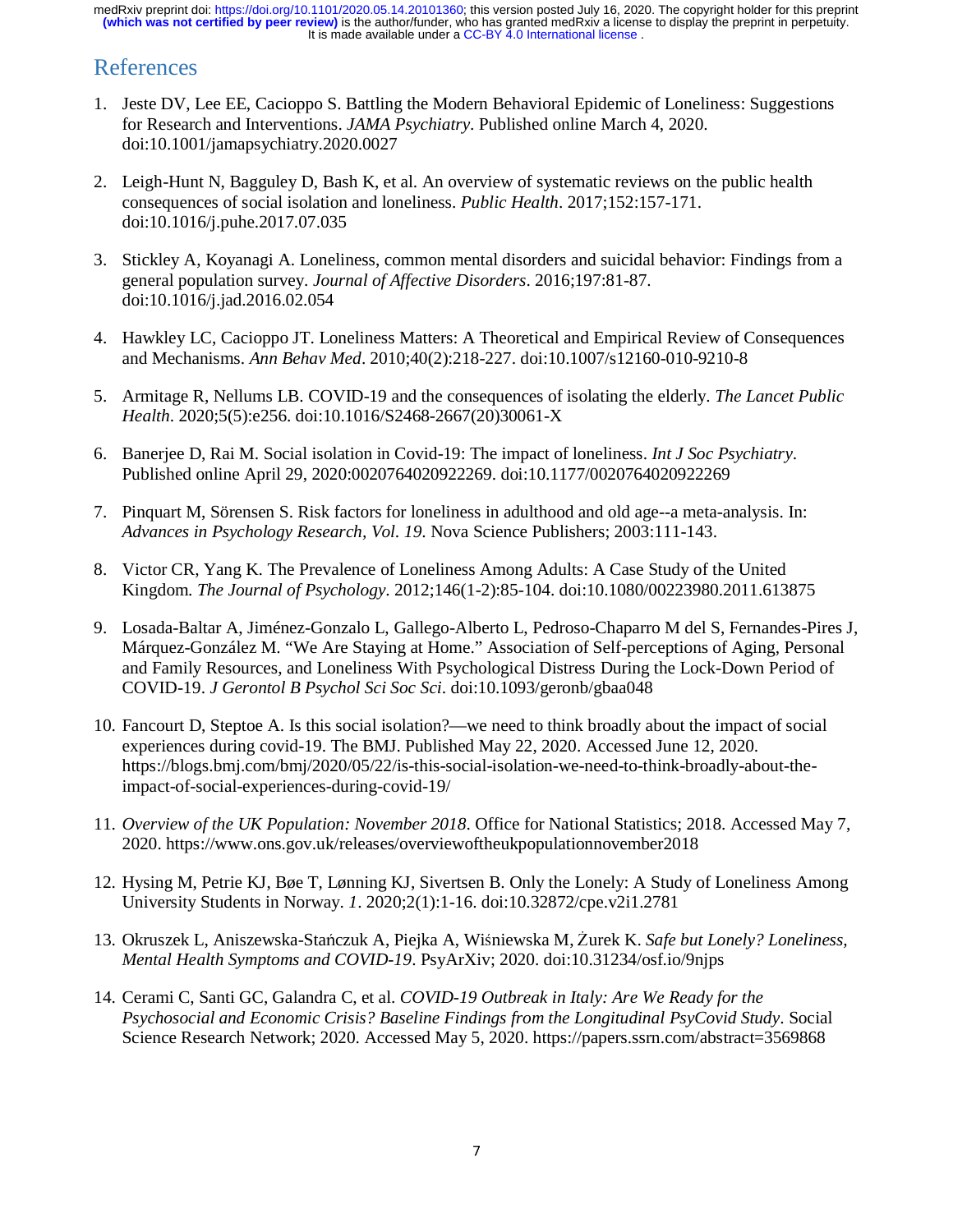# References

1. Jeste DV, Lee EE, Cacioppo S. Battling the Modern Behavioral Epidemic of Loneliness: Suggestions for Research and Interventions. *JAMA Psychiatry*. Published online March 4, 2020. doi:10.1001/jamapsychiatry.2020.0027

2. Leigh-Hunt N, Bagguley D, Bash K, et al. An overview of systematic reviews on the public health consequences of social isolation and loneliness. *Public Health*. 2017;152:157-171. doi:10.1016/j.puhe.2017.07.035

3. Stickley A, Koyanagi A. Loneliness, common mental disorders and suicidal behavior: Findings from a general population survey. *Journal of Affective Disorders*. 2016;197:81-87. doi:10.1016/j.jad.2016.02.054

4. Hawkley LC, Cacioppo JT. Loneliness Matters: A Theoretical and Empirical Review of Consequences and Mechanisms. *Ann Behav Med*. 2010;40(2):218-227. doi:10.1007/s12160-010-9210-8

5. Armitage R, Nellums LB. COVID-19 and the consequences of isolating the elderly. *The Lancet Public Health*. 2020;5(5):e256. doi:10.1016/S2468-2667(20)30061-X

6. Banerjee D, Rai M. Social isolation in Covid-19: The impact of loneliness. *Int J Soc Psychiatry*. Published online April 29, 2020:0020764020922269. doi:10.1177/0020764020922269

7. Pinquart M, Sörensen S. Risk factors for loneliness in adulthood and old age--a meta-analysis. In: *Advances in Psychology Research, Vol. 19*. Nova Science Publishers; 2003:111-143.

8. Victor CR, Yang K. The Prevalence of Loneliness Among Adults: A Case Study of the United Kingdom. *The Journal of Psychology*. 2012;146(1-2):85-104. doi:10.1080/00223980.2011.613875

9. Losada-Baltar A, Jiménez-Gonzalo L, Gallego-Alberto L, Pedroso-Chaparro M del S, Fernandes-Pires J, Márquez-González M. "We Are Staying at Home." Association of Self-perceptions of Aging, Personal and Family Resources, and Loneliness With Psychological Distress During the Lock-Down Period of COVID-19. *J Gerontol B Psychol Sci Soc Sci*. doi:10.1093/geronb/gbaa048

10. Fancourt D, Steptoe A. Is this social isolation?—we need to think broadly about the impact of social experiences during covid-19. The BMJ. Published May 22, 2020. Accessed June 12, 2020. https://blogs.bmj.com/bmj/2020/05/22/is-this-social-isolation-we-need-to-think-broadly-about-the-impact-of-social-experiences-during-covid-19/

11. *Overview of the UK Population: November 2018*. Office for National Statistics; 2018. Accessed May 7, 2020. https://www.ons.gov.uk/releases/overviewoftheukpopulationnovember2018

12. Hysing M, Petrie KJ, Bøe T, Lønning KJ, Sivertsen B. Only the Lonely: A Study of Loneliness Among University Students in Norway. *1*. 2020;2(1):1-16. doi:10.32872/cpe.v2i1.2781

13. Okruszek L, Aniszewska-Stańczuk A, Piejka A, Wiśniewska M, Żurek K. *Safe but Lonely? Loneliness, Mental Health Symptoms and COVID-19*. PsyArXiv; 2020. doi:10.31234/osf.io/9njps

14. Cerami C, Santi GC, Galandra C, et al. *COVID-19 Outbreak in Italy: Are We Ready for the Psychosocial and Economic Crisis? Baseline Findings from the Longitudinal PsyCovid Study*. Social Science Research Network; 2020. Accessed May 5, 2020. https://papers.ssrn.com/abstract=3569868